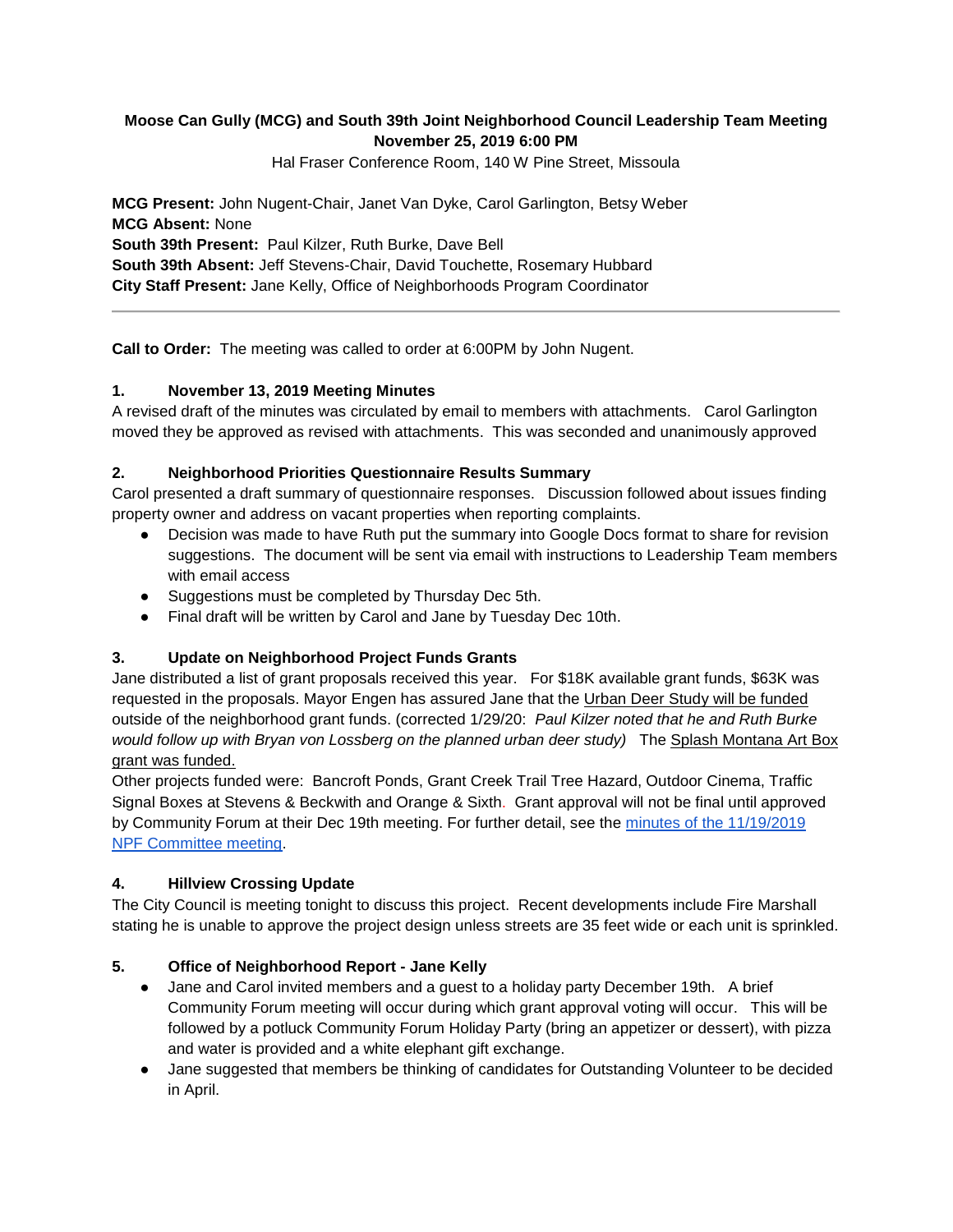**Moose Can Gully (MCG) and South 39th Joint Neighborhood Council Leadership Team Meeting**
**November 25, 2019 6:00 PM**
Hal Fraser Conference Room, 140 W Pine Street, Missoula

**MCG Present:** John Nugent-Chair, Janet Van Dyke, Carol Garlington, Betsy Weber
**MCG Absent:** None
**South 39th Present:** Paul Kilzer, Ruth Burke, Dave Bell
**South 39th Absent:** Jeff Stevens-Chair, David Touchette, Rosemary Hubbard
**City Staff Present:** Jane Kelly, Office of Neighborhoods Program Coordinator

---

**Call to Order:** The meeting was called to order at 6:00PM by John Nugent.

**1. November 13, 2019 Meeting Minutes**

A revised draft of the minutes was circulated by email to members with attachments. Carol Garlington moved they be approved as revised with attachments. This was seconded and unanimously approved

**2. Neighborhood Priorities Questionnaire Results Summary**

Carol presented a draft summary of questionnaire responses. Discussion followed about issues finding property owner and address on vacant properties when reporting complaints.

- Decision was made to have Ruth put the summary into Google Docs format to share for revision suggestions. The document will be sent via email with instructions to Leadership Team members with email access
- Suggestions must be completed by Thursday Dec 5th.
- Final draft will be written by Carol and Jane by Tuesday Dec 10th.

**3. Update on Neighborhood Project Funds Grants**

Jane distributed a list of grant proposals received this year. For $18K available grant funds, $63K was requested in the proposals. Mayor Engen has assured Jane that the Urban Deer Study will be funded outside of the neighborhood grant funds. (corrected 1/29/20: *Paul Kilzer noted that he and Ruth Burke would follow up with Bryan von Lossberg on the planned urban deer study)* The Splash Montana Art Box grant was funded.

Other projects funded were: Bancroft Ponds, Grant Creek Trail Tree Hazard, Outdoor Cinema, Traffic Signal Boxes at Stevens & Beckwith and Orange & Sixth. Grant approval will not be final until approved by Community Forum at their Dec 19th meeting. For further detail, see the minutes of the 11/19/2019 NPF Committee meeting.

**4. Hillview Crossing Update**

The City Council is meeting tonight to discuss this project. Recent developments include Fire Marshall stating he is unable to approve the project design unless streets are 35 feet wide or each unit is sprinkled.

**5. Office of Neighborhood Report - Jane Kelly**

- Jane and Carol invited members and a guest to a holiday party December 19th. A brief Community Forum meeting will occur during which grant approval voting will occur. This will be followed by a potluck Community Forum Holiday Party (bring an appetizer or dessert), with pizza and water is provided and a white elephant gift exchange.
- Jane suggested that members be thinking of candidates for Outstanding Volunteer to be decided in April.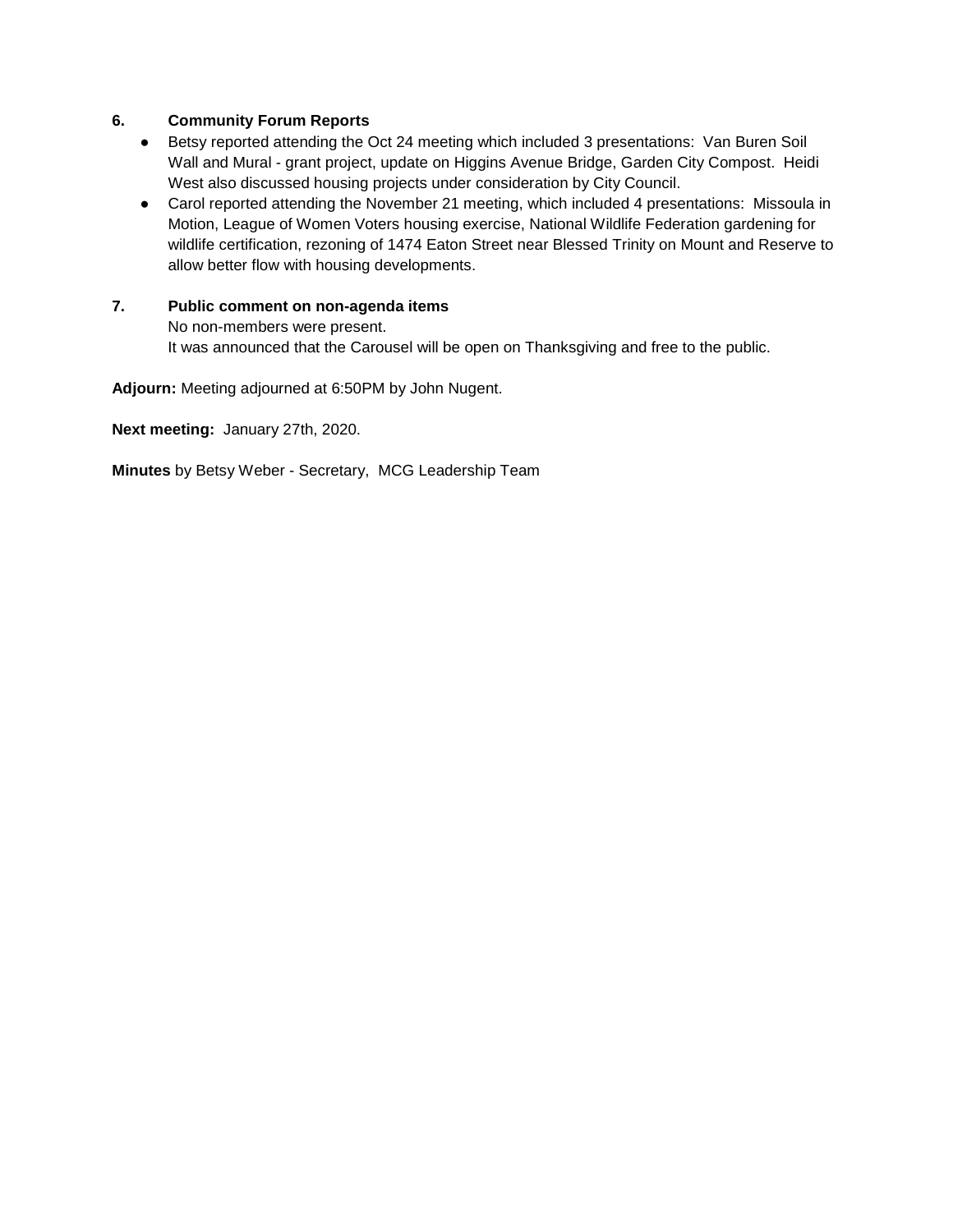**6. Community Forum Reports**

- Betsy reported attending the Oct 24 meeting which included 3 presentations: Van Buren Soil Wall and Mural - grant project, update on Higgins Avenue Bridge, Garden City Compost. Heidi West also discussed housing projects under consideration by City Council.
- Carol reported attending the November 21 meeting, which included 4 presentations: Missoula in Motion, League of Women Voters housing exercise, National Wildlife Federation gardening for wildlife certification, rezoning of 1474 Eaton Street near Blessed Trinity on Mount and Reserve to allow better flow with housing developments.

**7. Public comment on non-agenda items**

No non-members were present.
It was announced that the Carousel will be open on Thanksgiving and free to the public.

**Adjourn:** Meeting adjourned at 6:50PM by John Nugent.

**Next meeting:** January 27th, 2020.

**Minutes** by Betsy Weber - Secretary, MCG Leadership Team